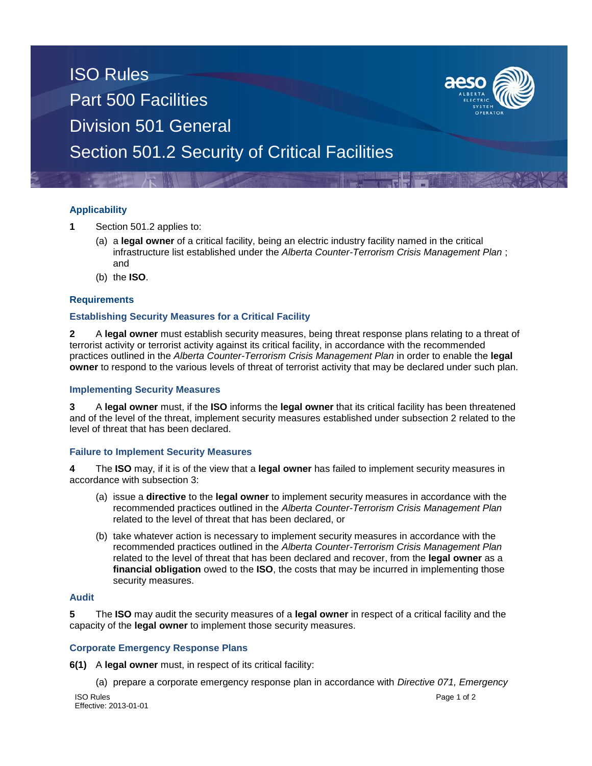# ISO Rules
## Part 500 Facilities
## Division 501 General
## Section 501.2 Security of Critical Facilities

### Applicability

**1** Section 501.2 applies to:

(a) a **legal owner** of a critical facility, being an electric industry facility named in the critical infrastructure list established under the *Alberta Counter-Terrorism Crisis Management Plan* ; and

(b) the **ISO**.

### Requirements

#### Establishing Security Measures for a Critical Facility

**2** A **legal owner** must establish security measures, being threat response plans relating to a threat of terrorist activity or terrorist activity against its critical facility, in accordance with the recommended practices outlined in the *Alberta Counter-Terrorism Crisis Management Plan* in order to enable the **legal owner** to respond to the various levels of threat of terrorist activity that may be declared under such plan.

#### Implementing Security Measures

**3** A **legal owner** must, if the **ISO** informs the **legal owner** that its critical facility has been threatened and of the level of the threat, implement security measures established under subsection 2 related to the level of threat that has been declared.

#### Failure to Implement Security Measures

**4** The **ISO** may, if it is of the view that a **legal owner** has failed to implement security measures in accordance with subsection 3:

(a) issue a **directive** to the **legal owner** to implement security measures in accordance with the recommended practices outlined in the *Alberta Counter-Terrorism Crisis Management Plan* related to the level of threat that has been declared, or

(b) take whatever action is necessary to implement security measures in accordance with the recommended practices outlined in the *Alberta Counter-Terrorism Crisis Management Plan* related to the level of threat that has been declared and recover, from the **legal owner** as a **financial obligation** owed to the **ISO**, the costs that may be incurred in implementing those security measures.

#### Audit

**5** The **ISO** may audit the security measures of a **legal owner** in respect of a critical facility and the capacity of the **legal owner** to implement those security measures.

#### Corporate Emergency Response Plans

**6(1)** A **legal owner** must, in respect of its critical facility:

(a) prepare a corporate emergency response plan in accordance with *Directive 071, Emergency*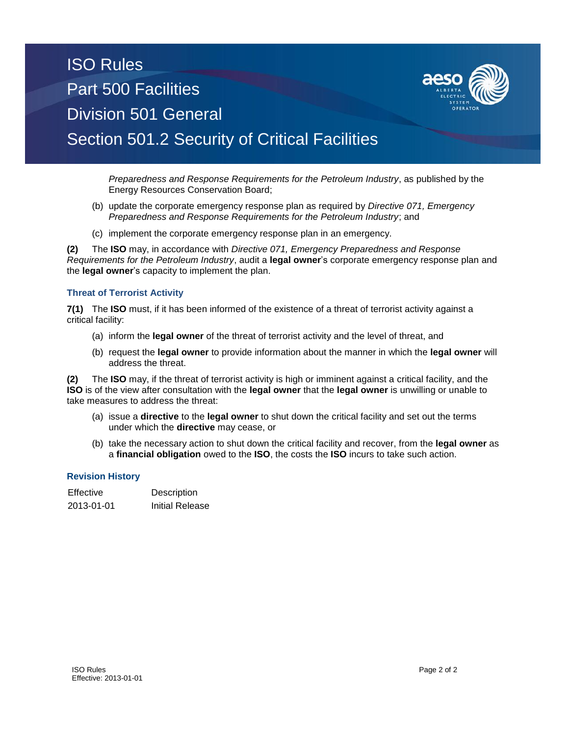*Preparedness and Response Requirements for the Petroleum Industry*, as published by the Energy Resources Conservation Board;

(b) update the corporate emergency response plan as required by *Directive 071, Emergency Preparedness and Response Requirements for the Petroleum Industry*; and

(c) implement the corporate emergency response plan in an emergency.

**(2)** The **ISO** may, in accordance with *Directive 071, Emergency Preparedness and Response Requirements for the Petroleum Industry*, audit a **legal owner**'s corporate emergency response plan and the **legal owner**'s capacity to implement the plan.

### Threat of Terrorist Activity

**7(1)** The **ISO** must, if it has been informed of the existence of a threat of terrorist activity against a critical facility:

(a) inform the **legal owner** of the threat of terrorist activity and the level of threat, and

(b) request the **legal owner** to provide information about the manner in which the **legal owner** will address the threat.

**(2)** The **ISO** may, if the threat of terrorist activity is high or imminent against a critical facility, and the **ISO** is of the view after consultation with the **legal owner** that the **legal owner** is unwilling or unable to take measures to address the threat:

(a) issue a **directive** to the **legal owner** to shut down the critical facility and set out the terms under which the **directive** may cease, or

(b) take the necessary action to shut down the critical facility and recover, from the **legal owner** as a **financial obligation** owed to the **ISO**, the costs the **ISO** incurs to take such action.

### Revision History

| Effective | Description |
|---|---|
| 2013-01-01 | Initial Release |